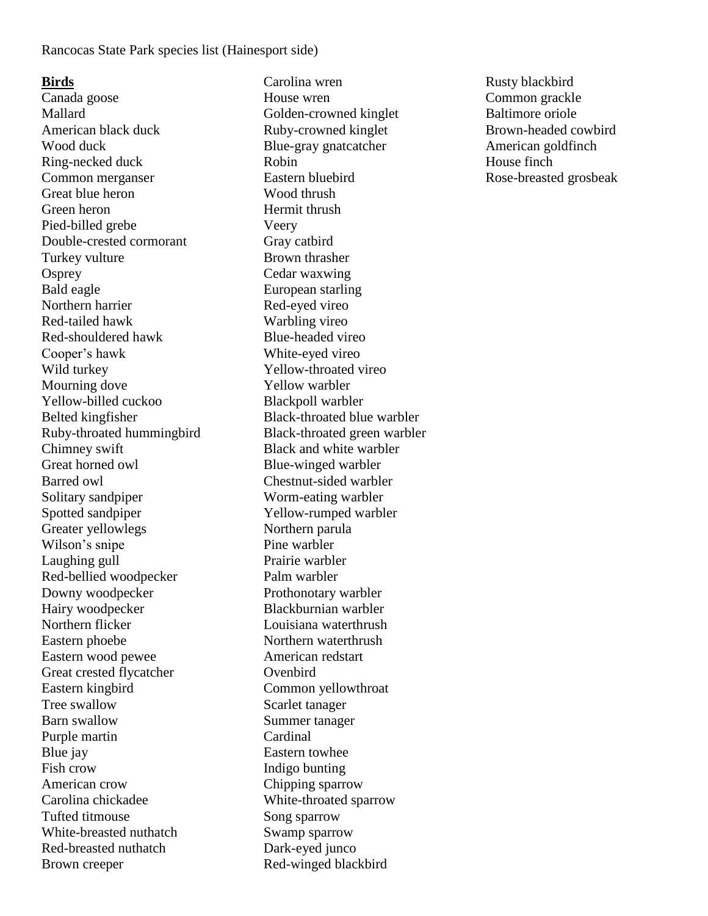Rancocas State Park species list (Hainesport side)

**Birds**

Canada goose
Mallard
American black duck
Wood duck
Ring-necked duck
Common merganser
Great blue heron
Green heron
Pied-billed grebe
Double-crested cormorant
Turkey vulture
Osprey
Bald eagle
Northern harrier
Red-tailed hawk
Red-shouldered hawk
Cooper's hawk
Wild turkey
Mourning dove
Yellow-billed cuckoo
Belted kingfisher
Ruby-throated hummingbird
Chimney swift
Great horned owl
Barred owl
Solitary sandpiper
Spotted sandpiper
Greater yellowlegs
Wilson's snipe
Laughing gull
Red-bellied woodpecker
Downy woodpecker
Hairy woodpecker
Northern flicker
Eastern phoebe
Eastern wood pewee
Great crested flycatcher
Eastern kingbird
Tree swallow
Barn swallow
Purple martin
Blue jay
Fish crow
American crow
Carolina chickadee
Tufted titmouse
White-breasted nuthatch
Red-breasted nuthatch
Brown creeper
Carolina wren
House wren
Golden-crowned kinglet
Ruby-crowned kinglet
Blue-gray gnatcatcher
Robin
Eastern bluebird
Wood thrush
Hermit thrush
Veery
Gray catbird
Brown thrasher
Cedar waxwing
European starling
Red-eyed vireo
Warbling vireo
Blue-headed vireo
White-eyed vireo
Yellow-throated vireo
Yellow warbler
Blackpoll warbler
Black-throated blue warbler
Black-throated green warbler
Black and white warbler
Blue-winged warbler
Chestnut-sided warbler
Worm-eating warbler
Yellow-rumped warbler
Northern parula
Pine warbler
Prairie warbler
Palm warbler
Prothonotary warbler
Blackburnian warbler
Louisiana waterthrush
Northern waterthrush
American redstart
Ovenbird
Common yellowthroat
Scarlet tanager
Summer tanager
Cardinal
Eastern towhee
Indigo bunting
Chipping sparrow
White-throated sparrow
Song sparrow
Swamp sparrow
Dark-eyed junco
Red-winged blackbird
Rusty blackbird
Common grackle
Baltimore oriole
Brown-headed cowbird
American goldfinch
House finch
Rose-breasted grosbeak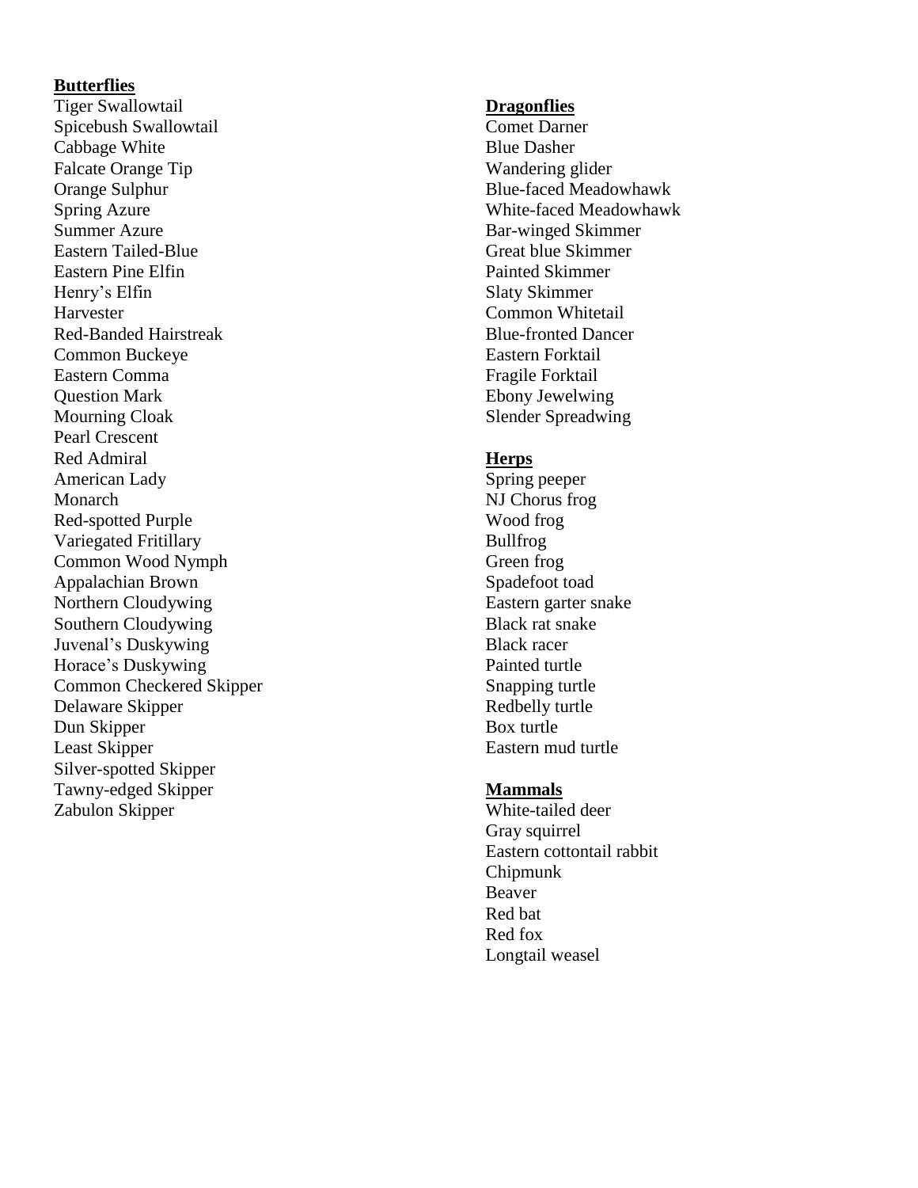**Butterflies**

Tiger Swallowtail
Spicebush Swallowtail
Cabbage White
Falcate Orange Tip
Orange Sulphur
Spring Azure
Summer Azure
Eastern Tailed-Blue
Eastern Pine Elfin
Henry's Elfin
Harvester
Red-Banded Hairstreak
Common Buckeye
Eastern Comma
Question Mark
Mourning Cloak
Pearl Crescent
Red Admiral
American Lady
Monarch
Red-spotted Purple
Variegated Fritillary
Common Wood Nymph
Appalachian Brown
Northern Cloudywing
Southern Cloudywing
Juvenal's Duskywing
Horace's Duskywing
Common Checkered Skipper
Delaware Skipper
Dun Skipper
Least Skipper
Silver-spotted Skipper
Tawny-edged Skipper
Zabulon Skipper

**Dragonflies**

Comet Darner
Blue Dasher
Wandering glider
Blue-faced Meadowhawk
White-faced Meadowhawk
Bar-winged Skimmer
Great blue Skimmer
Painted Skimmer
Slaty Skimmer
Common Whitetail
Blue-fronted Dancer
Eastern Forktail
Fragile Forktail
Ebony Jewelwing
Slender Spreadwing

**Herps**

Spring peeper
NJ Chorus frog
Wood frog
Bullfrog
Green frog
Spadefoot toad
Eastern garter snake
Black rat snake
Black racer
Painted turtle
Snapping turtle
Redbelly turtle
Box turtle
Eastern mud turtle

**Mammals**

White-tailed deer
Gray squirrel
Eastern cottontail rabbit
Chipmunk
Beaver
Red bat
Red fox
Longtail weasel